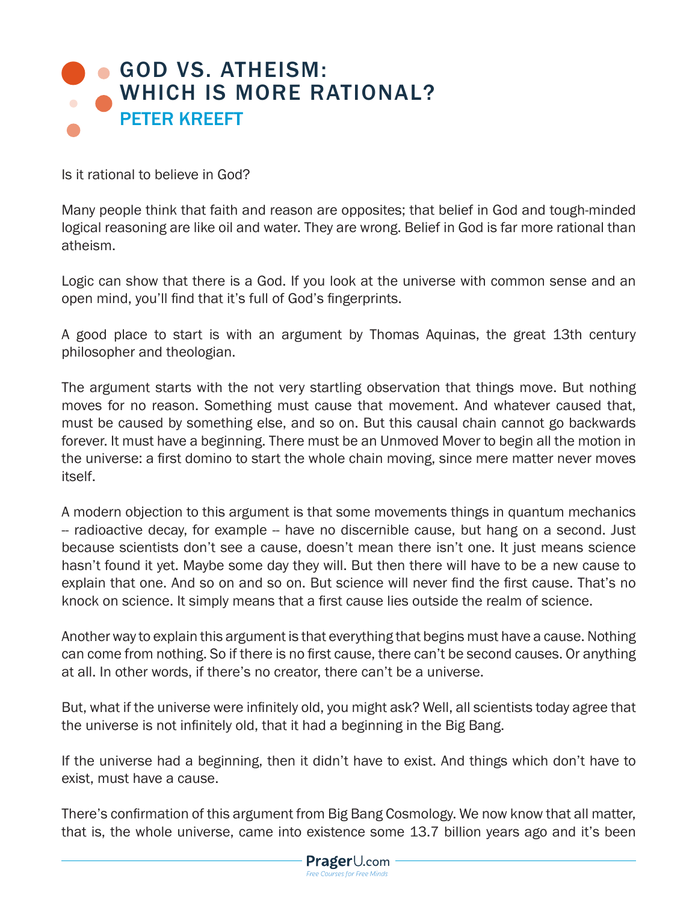# GOD VS. ATHEISM: WHICH IS MORE RATIONAL?

## PETER KREEFT

Is it rational to believe in God?

Many people think that faith and reason are opposites; that belief in God and tough-minded logical reasoning are like oil and water. They are wrong. Belief in God is far more rational than atheism.

Logic can show that there is a God. If you look at the universe with common sense and an open mind, you'll find that it's full of God's fingerprints.

A good place to start is with an argument by Thomas Aquinas, the great 13th century philosopher and theologian.

The argument starts with the not very startling observation that things move. But nothing moves for no reason. Something must cause that movement. And whatever caused that, must be caused by something else, and so on. But this causal chain cannot go backwards forever. It must have a beginning. There must be an Unmoved Mover to begin all the motion in the universe: a first domino to start the whole chain moving, since mere matter never moves itself.

A modern objection to this argument is that some movements things in quantum mechanics -- radioactive decay, for example -- have no discernible cause, but hang on a second. Just because scientists don't see a cause, doesn't mean there isn't one. It just means science hasn't found it yet. Maybe some day they will. But then there will have to be a new cause to explain that one. And so on and so on. But science will never find the first cause. That's no knock on science. It simply means that a first cause lies outside the realm of science.

Another way to explain this argument is that everything that begins must have a cause. Nothing can come from nothing. So if there is no first cause, there can't be second causes. Or anything at all. In other words, if there's no creator, there can't be a universe.

But, what if the universe were infinitely old, you might ask? Well, all scientists today agree that the universe is not infinitely old, that it had a beginning in the Big Bang.

If the universe had a beginning, then it didn't have to exist. And things which don't have to exist, must have a cause.

There's confirmation of this argument from Big Bang Cosmology. We now know that all matter, that is, the whole universe, came into existence some 13.7 billion years ago and it's been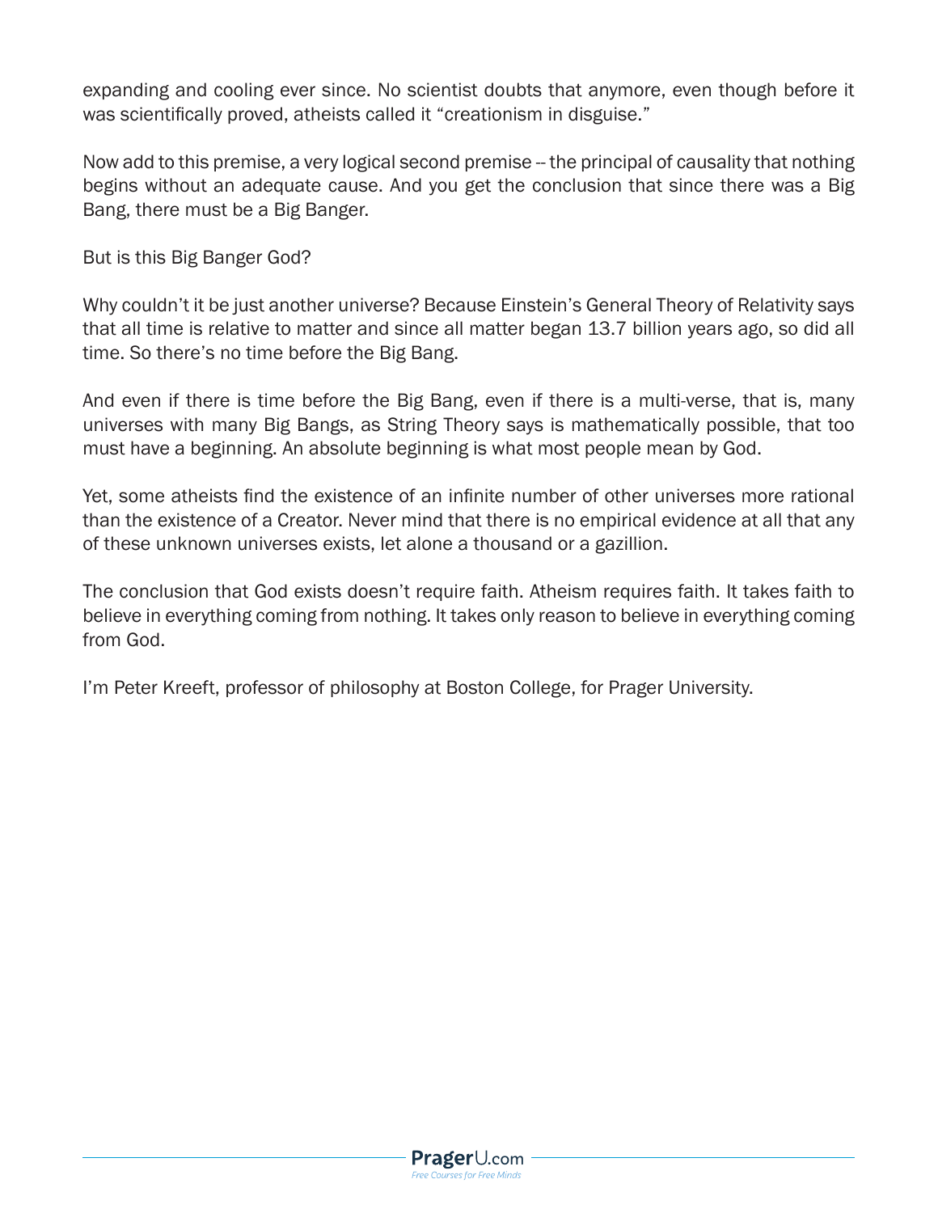expanding and cooling ever since. No scientist doubts that anymore, even though before it was scientifically proved, atheists called it "creationism in disguise."

Now add to this premise, a very logical second premise -- the principal of causality that nothing begins without an adequate cause. And you get the conclusion that since there was a Big Bang, there must be a Big Banger.

But is this Big Banger God?

Why couldn't it be just another universe? Because Einstein's General Theory of Relativity says that all time is relative to matter and since all matter began 13.7 billion years ago, so did all time. So there's no time before the Big Bang.

And even if there is time before the Big Bang, even if there is a multi-verse, that is, many universes with many Big Bangs, as String Theory says is mathematically possible, that too must have a beginning. An absolute beginning is what most people mean by God.

Yet, some atheists find the existence of an infinite number of other universes more rational than the existence of a Creator. Never mind that there is no empirical evidence at all that any of these unknown universes exists, let alone a thousand or a gazillion.

The conclusion that God exists doesn't require faith. Atheism requires faith. It takes faith to believe in everything coming from nothing. It takes only reason to believe in everything coming from God.

I'm Peter Kreeft, professor of philosophy at Boston College, for Prager University.